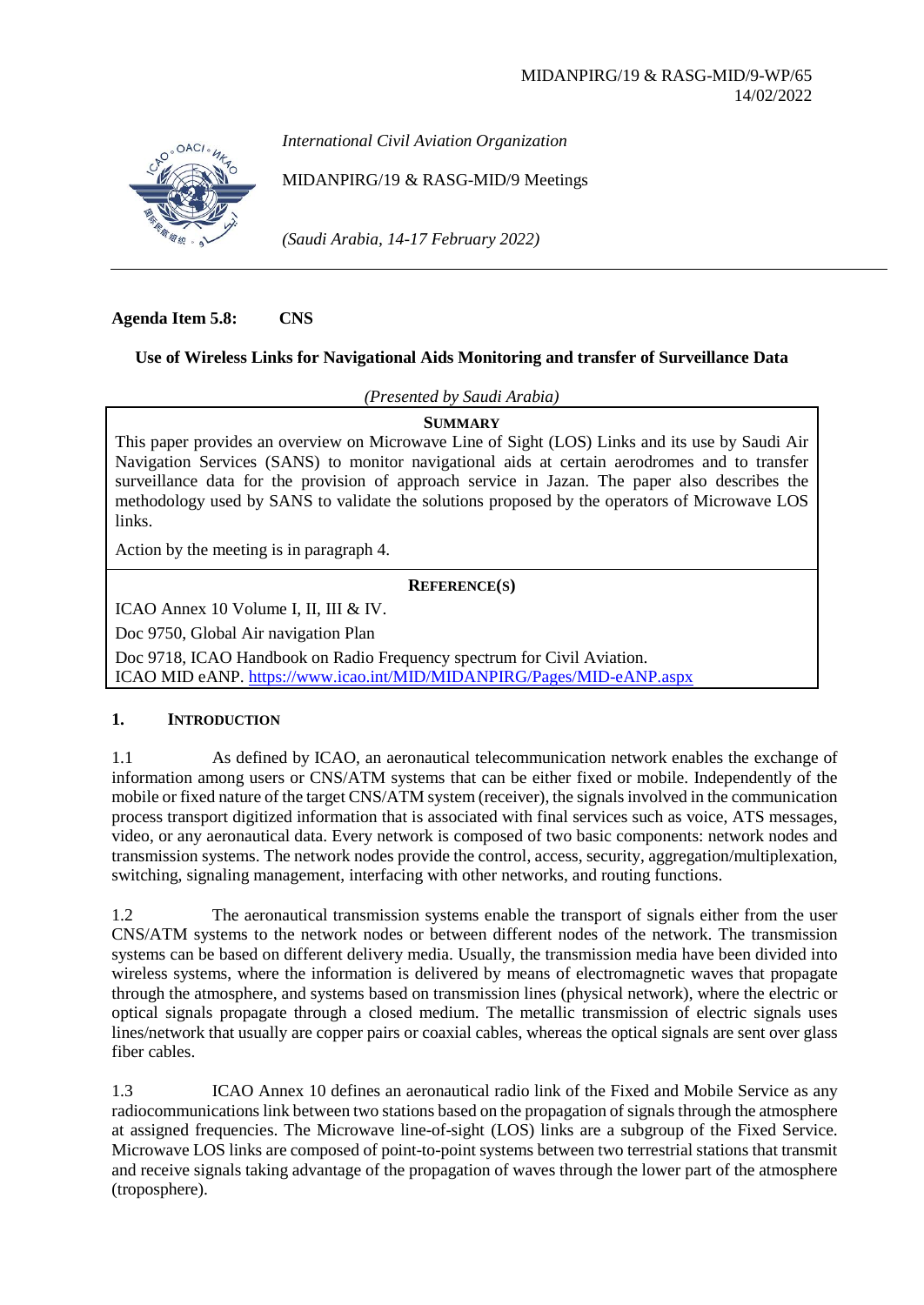MIDANPIRG/19 & RASG-MID/9-WP/65
14/02/2022

*International Civil Aviation Organization*

MIDANPIRG/19 & RASG-MID/9 Meetings

*(Saudi Arabia, 14-17 February 2022)*

---

**Agenda Item 5.8: CNS**

**Use of Wireless Links for Navigational Aids Monitoring and transfer of Surveillance Data**

*(Presented by Saudi Arabia)*

**SUMMARY**

This paper provides an overview on Microwave Line of Sight (LOS) Links and its use by Saudi Air Navigation Services (SANS) to monitor navigational aids at certain aerodromes and to transfer surveillance data for the provision of approach service in Jazan. The paper also describes the methodology used by SANS to validate the solutions proposed by the operators of Microwave LOS links.

Action by the meeting is in paragraph 4.

**REFERENCE(S)**

ICAO Annex 10 Volume I, II, III & IV.

Doc 9750, Global Air navigation Plan

Doc 9718, ICAO Handbook on Radio Frequency spectrum for Civil Aviation.

ICAO MID eANP. https://www.icao.int/MID/MIDANPIRG/Pages/MID-eANP.aspx

## 1. INTRODUCTION

1.1 As defined by ICAO, an aeronautical telecommunication network enables the exchange of information among users or CNS/ATM systems that can be either fixed or mobile. Independently of the mobile or fixed nature of the target CNS/ATM system (receiver), the signals involved in the communication process transport digitized information that is associated with final services such as voice, ATS messages, video, or any aeronautical data. Every network is composed of two basic components: network nodes and transmission systems. The network nodes provide the control, access, security, aggregation/multiplexation, switching, signaling management, interfacing with other networks, and routing functions.

1.2 The aeronautical transmission systems enable the transport of signals either from the user CNS/ATM systems to the network nodes or between different nodes of the network. The transmission systems can be based on different delivery media. Usually, the transmission media have been divided into wireless systems, where the information is delivered by means of electromagnetic waves that propagate through the atmosphere, and systems based on transmission lines (physical network), where the electric or optical signals propagate through a closed medium. The metallic transmission of electric signals uses lines/network that usually are copper pairs or coaxial cables, whereas the optical signals are sent over glass fiber cables.

1.3 ICAO Annex 10 defines an aeronautical radio link of the Fixed and Mobile Service as any radiocommunications link between two stations based on the propagation of signals through the atmosphere at assigned frequencies. The Microwave line-of-sight (LOS) links are a subgroup of the Fixed Service. Microwave LOS links are composed of point-to-point systems between two terrestrial stations that transmit and receive signals taking advantage of the propagation of waves through the lower part of the atmosphere (troposphere).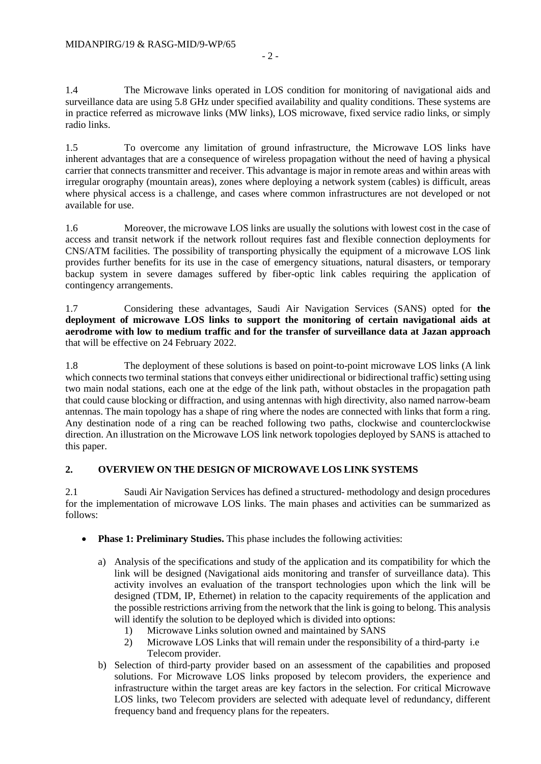1.4 The Microwave links operated in LOS condition for monitoring of navigational aids and surveillance data are using 5.8 GHz under specified availability and quality conditions. These systems are in practice referred as microwave links (MW links), LOS microwave, fixed service radio links, or simply radio links.

1.5 To overcome any limitation of ground infrastructure, the Microwave LOS links have inherent advantages that are a consequence of wireless propagation without the need of having a physical carrier that connects transmitter and receiver. This advantage is major in remote areas and within areas with irregular orography (mountain areas), zones where deploying a network system (cables) is difficult, areas where physical access is a challenge, and cases where common infrastructures are not developed or not available for use.

1.6 Moreover, the microwave LOS links are usually the solutions with lowest cost in the case of access and transit network if the network rollout requires fast and flexible connection deployments for CNS/ATM facilities. The possibility of transporting physically the equipment of a microwave LOS link provides further benefits for its use in the case of emergency situations, natural disasters, or temporary backup system in severe damages suffered by fiber-optic link cables requiring the application of contingency arrangements.

1.7 Considering these advantages, Saudi Air Navigation Services (SANS) opted for **the deployment of microwave LOS links to support the monitoring of certain navigational aids at aerodrome with low to medium traffic and for the transfer of surveillance data at Jazan approach** that will be effective on 24 February 2022.

1.8 The deployment of these solutions is based on point-to-point microwave LOS links (A link which connects two terminal stations that conveys either unidirectional or bidirectional traffic) setting using two main nodal stations, each one at the edge of the link path, without obstacles in the propagation path that could cause blocking or diffraction, and using antennas with high directivity, also named narrow-beam antennas. The main topology has a shape of ring where the nodes are connected with links that form a ring. Any destination node of a ring can be reached following two paths, clockwise and counterclockwise direction. An illustration on the Microwave LOS link network topologies deployed by SANS is attached to this paper.

## 2. OVERVIEW ON THE DESIGN OF MICROWAVE LOS LINK SYSTEMS

2.1 Saudi Air Navigation Services has defined a structured- methodology and design procedures for the implementation of microwave LOS links. The main phases and activities can be summarized as follows:

- **Phase 1: Preliminary Studies.** This phase includes the following activities:
  a) Analysis of the specifications and study of the application and its compatibility for which the link will be designed (Navigational aids monitoring and transfer of surveillance data). This activity involves an evaluation of the transport technologies upon which the link will be designed (TDM, IP, Ethernet) in relation to the capacity requirements of the application and the possible restrictions arriving from the network that the link is going to belong. This analysis will identify the solution to be deployed which is divided into options:
     1) Microwave Links solution owned and maintained by SANS
     2) Microwave LOS Links that will remain under the responsibility of a third-party i.e Telecom provider.
  b) Selection of third-party provider based on an assessment of the capabilities and proposed solutions. For Microwave LOS links proposed by telecom providers, the experience and infrastructure within the target areas are key factors in the selection. For critical Microwave LOS links, two Telecom providers are selected with adequate level of redundancy, different frequency band and frequency plans for the repeaters.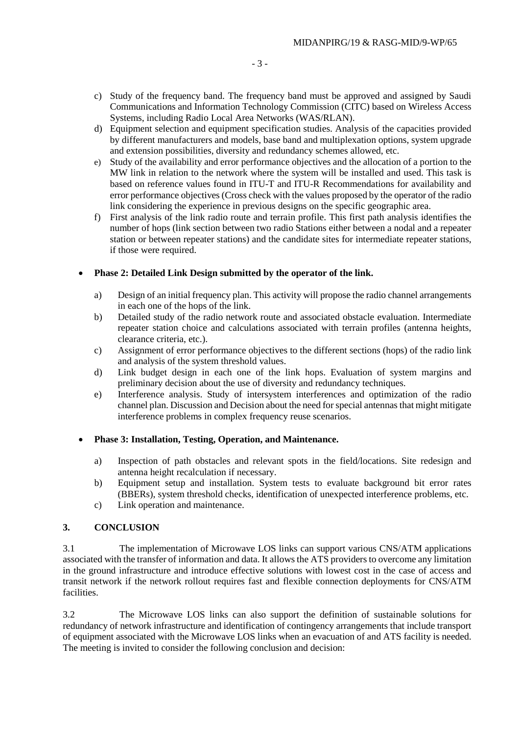c) Study of the frequency band. The frequency band must be approved and assigned by Saudi Communications and Information Technology Commission (CITC) based on Wireless Access Systems, including Radio Local Area Networks (WAS/RLAN).

d) Equipment selection and equipment specification studies. Analysis of the capacities provided by different manufacturers and models, base band and multiplexation options, system upgrade and extension possibilities, diversity and redundancy schemes allowed, etc.

e) Study of the availability and error performance objectives and the allocation of a portion to the MW link in relation to the network where the system will be installed and used. This task is based on reference values found in ITU-T and ITU-R Recommendations for availability and error performance objectives (Cross check with the values proposed by the operator of the radio link considering the experience in previous designs on the specific geographic area.

f) First analysis of the link radio route and terrain profile. This first path analysis identifies the number of hops (link section between two radio Stations either between a nodal and a repeater station or between repeater stations) and the candidate sites for intermediate repeater stations, if those were required.

- **Phase 2: Detailed Link Design submitted by the operator of the link.**

  a) Design of an initial frequency plan. This activity will propose the radio channel arrangements in each one of the hops of the link.

  b) Detailed study of the radio network route and associated obstacle evaluation. Intermediate repeater station choice and calculations associated with terrain profiles (antenna heights, clearance criteria, etc.).

  c) Assignment of error performance objectives to the different sections (hops) of the radio link and analysis of the system threshold values.

  d) Link budget design in each one of the link hops. Evaluation of system margins and preliminary decision about the use of diversity and redundancy techniques.

  e) Interference analysis. Study of intersystem interferences and optimization of the radio channel plan. Discussion and Decision about the need for special antennas that might mitigate interference problems in complex frequency reuse scenarios.

- **Phase 3: Installation, Testing, Operation, and Maintenance.**

  a) Inspection of path obstacles and relevant spots in the field/locations. Site redesign and antenna height recalculation if necessary.

  b) Equipment setup and installation. System tests to evaluate background bit error rates (BBERs), system threshold checks, identification of unexpected interference problems, etc.

  c) Link operation and maintenance.

## 3. CONCLUSION

3.1 The implementation of Microwave LOS links can support various CNS/ATM applications associated with the transfer of information and data. It allows the ATS providers to overcome any limitation in the ground infrastructure and introduce effective solutions with lowest cost in the case of access and transit network if the network rollout requires fast and flexible connection deployments for CNS/ATM facilities.

3.2 The Microwave LOS links can also support the definition of sustainable solutions for redundancy of network infrastructure and identification of contingency arrangements that include transport of equipment associated with the Microwave LOS links when an evacuation of and ATS facility is needed. The meeting is invited to consider the following conclusion and decision: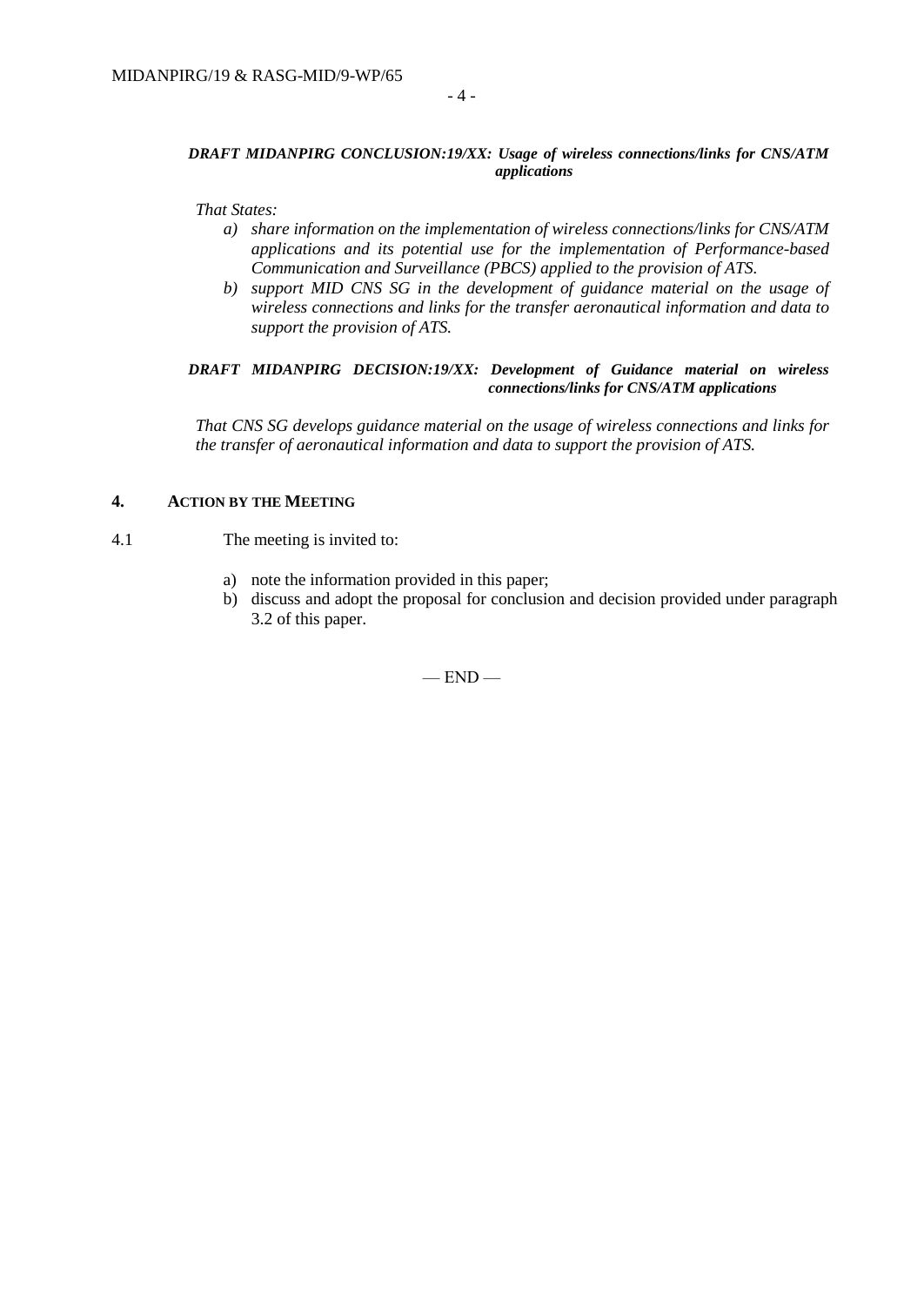***DRAFT MIDANPIRG CONCLUSION:19/XX: Usage of wireless connections/links for CNS/ATM applications***

*That States:*

*a) share information on the implementation of wireless connections/links for CNS/ATM applications and its potential use for the implementation of Performance-based Communication and Surveillance (PBCS) applied to the provision of ATS.*

*b) support MID CNS SG in the development of guidance material on the usage of wireless connections and links for the transfer aeronautical information and data to support the provision of ATS.*

***DRAFT MIDANPIRG DECISION:19/XX: Development of Guidance material on wireless connections/links for CNS/ATM applications***

*That CNS SG develops guidance material on the usage of wireless connections and links for the transfer of aeronautical information and data to support the provision of ATS.*

## 4. ACTION BY THE MEETING

4.1 The meeting is invited to:

a) note the information provided in this paper;
b) discuss and adopt the proposal for conclusion and decision provided under paragraph 3.2 of this paper.

— END —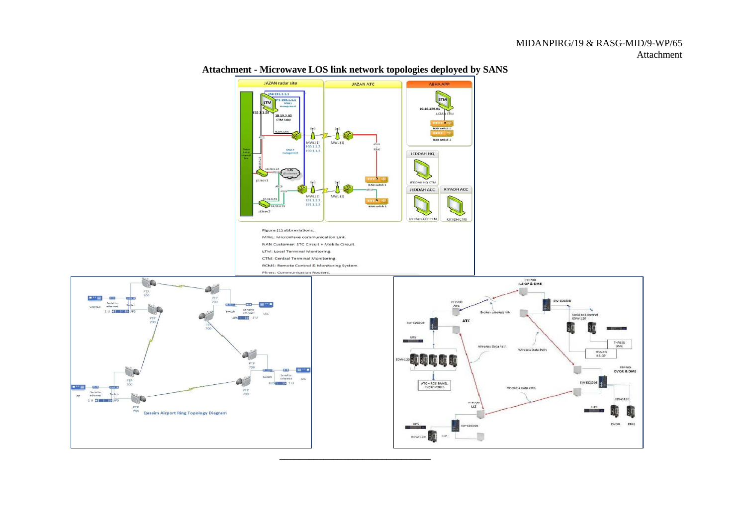# Attachment - Microwave LOS link network topologies deployed by SANS

JAZAN radar site

JAZAN ATC

ABHA APP

IP4 191.1.1.1

IP3 190.1.1.1

MWL1 management

LTM

192.2.1.28

10.19.5.80

CTM LAN

RCMS LAN

ATCC

Thales radar ethernet files

10.24.5.22

ATC2

NAN Customer

plines1

ATC3

ATC6

10.34.6.23

14.35.6.23

plines2

MWL (1)

190.1.1.2

190.1.1.3

MWL 2 management

MWL (2)

191.1.1.2

191.1.1.3

MWL (1)

MWL (2)

ATCC1

RCMS

ATCC

NAN switch 1

NAN switch 2

STM

10.10.156.91

JAZAN CTM

NAN switch 1

NAN switch 2

JEDDAH HQ

JEDDAH HQ CTM

JEDDAH ACC

JEDDAH ACC CTM

RIYADH ACC

RIYADH CTM

Figure (1) abbreviations:

MWL: MicroWave communication Link.

NAN Customer: STC Circuit + Mobily Circuit.

LTM: Local Terminal Monitoring.

CTM: Central Terminal Monitoring.

RCMS: Remote Control & Monitoring System.

Plines: Communication Routers.

PTP 700

VORTAC

Serial to ethernet

Switch

UPS

1 U

LOC

ATC

GP

Qassim Airport Ring Topology Diagram

PTP700 ILS-GP & DME

PTP700 ATC

Broken wireless link

SW-EDS508

ATC

UPS

EDW-120

ATC – RCSI PANEL RS232 PORTS

Wireless Data Path

Serial to Ethernet EDW-120

THALES DME

THALES ILS-GP

PTP700 DVOR & DME

EDW-120

DVOR

DME

PTP700 LLZ

LLZ